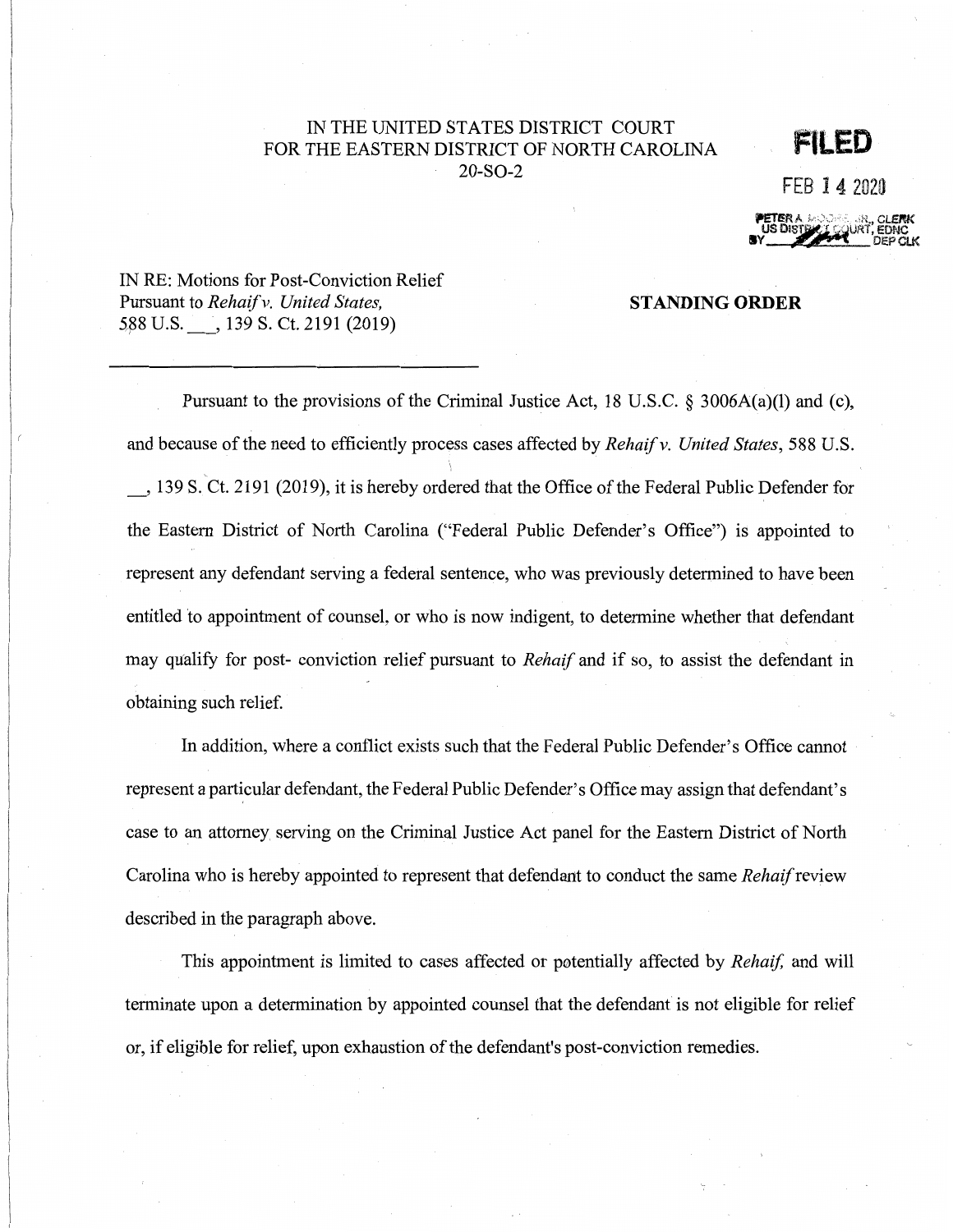IN THE UNITED STATES DISTRICT COURT
FOR THE EASTERN DISTRICT OF NORTH CAROLINA
20-SO-2

**FILED**

FEB 14 2020

PETER A. MOORE, JR., CLERK
US DISTRICT COURT, EDNC
BY ______ DEP CLK

IN RE: Motions for Post-Conviction Relief Pursuant to *Rehaif v. United States,* 588 U.S. \_\_\_, 139 S. Ct. 2191 (2019)

**STANDING ORDER**

---

Pursuant to the provisions of the Criminal Justice Act, 18 U.S.C. § 3006A(a)(l) and (c), and because of the need to efficiently process cases affected by *Rehaif v. United States*, 588 U.S. \_\_, 139 S. Ct. 2191 (2019), it is hereby ordered that the Office of the Federal Public Defender for the Eastern District of North Carolina ("Federal Public Defender's Office") is appointed to represent any defendant serving a federal sentence, who was previously determined to have been entitled to appointment of counsel, or who is now indigent, to determine whether that defendant may qualify for post- conviction relief pursuant to *Rehaif* and if so, to assist the defendant in obtaining such relief.

In addition, where a conflict exists such that the Federal Public Defender's Office cannot represent a particular defendant, the Federal Public Defender's Office may assign that defendant's case to an attorney serving on the Criminal Justice Act panel for the Eastern District of North Carolina who is hereby appointed to represent that defendant to conduct the same *Rehaif* review described in the paragraph above.

This appointment is limited to cases affected or potentially affected by *Rehaif*, and will terminate upon a determination by appointed counsel that the defendant is not eligible for relief or, if eligible for relief, upon exhaustion of the defendant's post-conviction remedies.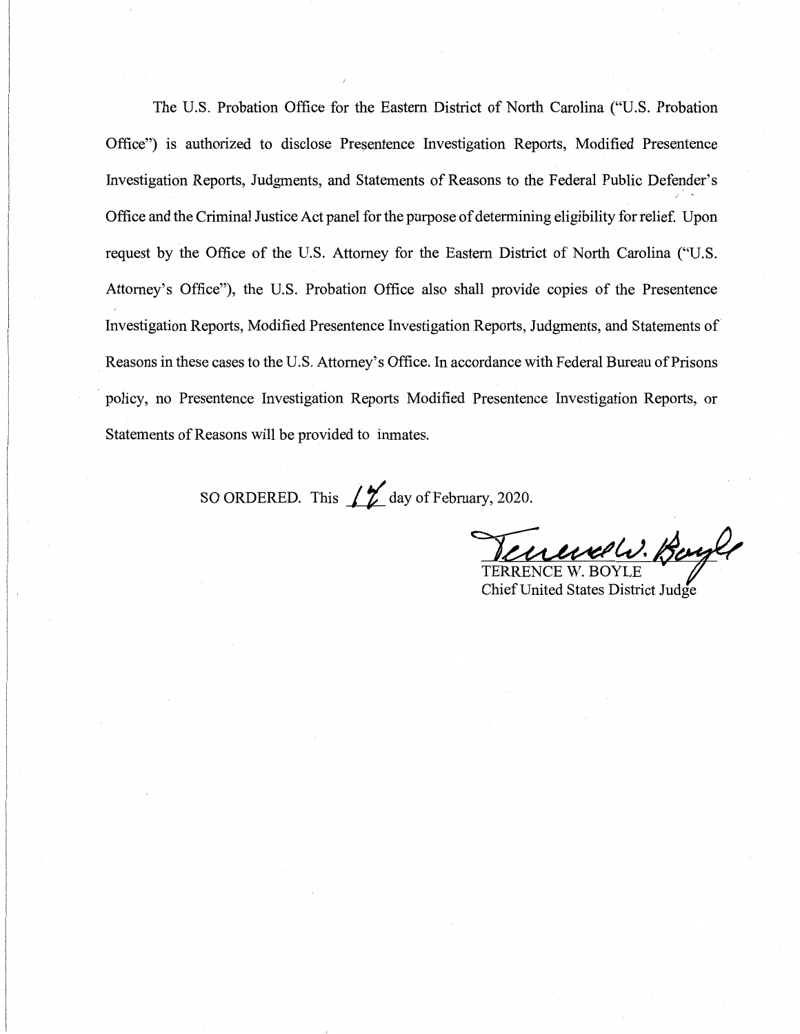The U.S. Probation Office for the Eastern District of North Carolina ("U.S. Probation Office") is authorized to disclose Presentence Investigation Reports, Modified Presentence Investigation Reports, Judgments, and Statements of Reasons to the Federal Public Defender's Office and the Criminal Justice Act panel for the purpose of determining eligibility for relief. Upon request by the Office of the U.S. Attorney for the Eastern District of North Carolina ("U.S. Attorney's Office"), the U.S. Probation Office also shall provide copies of the Presentence Investigation Reports, Modified Presentence Investigation Reports, Judgments, and Statements of Reasons in these cases to the U.S. Attorney's Office. In accordance with Federal Bureau of Prisons policy, no Presentence Investigation Reports Modified Presentence Investigation Reports, or Statements of Reasons will be provided to inmates.

SO ORDERED. This 14 day of February, 2020.

Terrence W. Boyle

TERRENCE W. BOYLE
Chief United States District Judge